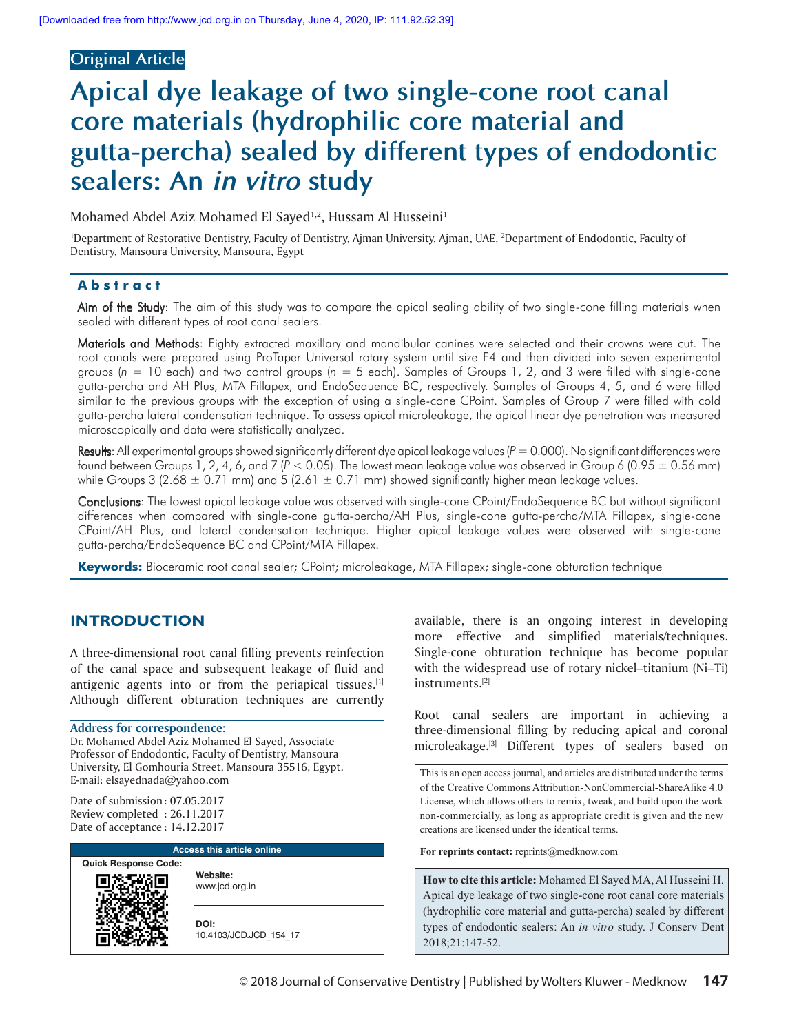Original Article

# Apical dye leakage of two single-cone root canal core materials (hydrophilic core material and gutta-percha) sealed by different types of endodontic sealers: An *in vitro* study

Mohamed Abdel Aziz Mohamed El Sayed[1,2], Hussam Al Husseini[1]

[1]Department of Restorative Dentistry, Faculty of Dentistry, Ajman University, Ajman, UAE, [2]Department of Endodontic, Faculty of Dentistry, Mansoura University, Mansoura, Egypt

## Abstract

**Aim of the Study**: The aim of this study was to compare the apical sealing ability of two single-cone filling materials when sealed with different types of root canal sealers.

**Materials and Methods**: Eighty extracted maxillary and mandibular canines were selected and their crowns were cut. The root canals were prepared using ProTaper Universal rotary system until size F4 and then divided into seven experimental groups ($n = 10$ each) and two control groups ($n = 5$ each). Samples of Groups 1, 2, and 3 were filled with single-cone gutta-percha and AH Plus, MTA Fillapex, and EndoSequence BC, respectively. Samples of Groups 4, 5, and 6 were filled similar to the previous groups with the exception of using a single-cone CPoint. Samples of Group 7 were filled with cold gutta-percha lateral condensation technique. To assess apical microleakage, the apical linear dye penetration was measured microscopically and data were statistically analyzed.

**Results**: All experimental groups showed significantly different dye apical leakage values ($P = 0.000$). No significant differences were found between Groups 1, 2, 4, 6, and 7 ($P < 0.05$). The lowest mean leakage value was observed in Group 6 ($0.95 \pm 0.56$ mm) while Groups 3 ($2.68 \pm 0.71$ mm) and 5 ($2.61 \pm 0.71$ mm) showed significantly higher mean leakage values.

**Conclusions**: The lowest apical leakage value was observed with single-cone CPoint/EndoSequence BC but without significant differences when compared with single-cone gutta-percha/AH Plus, single-cone gutta-percha/MTA Fillapex, single-cone CPoint/AH Plus, and lateral condensation technique. Higher apical leakage values were observed with single-cone gutta-percha/EndoSequence BC and CPoint/MTA Fillapex.

**Keywords:** Bioceramic root canal sealer; CPoint; microleakage, MTA Fillapex; single-cone obturation technique

## INTRODUCTION

A three-dimensional root canal filling prevents reinfection of the canal space and subsequent leakage of fluid and antigenic agents into or from the periapical tissues.[1] Although different obturation techniques are currently available, there is an ongoing interest in developing more effective and simplified materials/techniques. Single-cone obturation technique has become popular with the widespread use of rotary nickel–titanium (Ni–Ti) instruments.[2]

Root canal sealers are important in achieving a three-dimensional filling by reducing apical and coronal microleakage.[3] Different types of sealers based on

**Address for correspondence:**
Dr. Mohamed Abdel Aziz Mohamed El Sayed, Associate Professor of Endodontic, Faculty of Dentistry, Mansoura University, El Gomhouria Street, Mansoura 35516, Egypt.
E-mail: elsayednada@yahoo.com

Date of submission : 07.05.2017
Review completed : 26.11.2017
Date of acceptance : 14.12.2017

| Access this article online | |
|---|---|
| Quick Response Code: | Website: www.jcd.org.in |
| | DOI: 10.4103/JCD.JCD_154_17 |

This is an open access journal, and articles are distributed under the terms of the Creative Commons Attribution-NonCommercial-ShareAlike 4.0 License, which allows others to remix, tweak, and build upon the work non-commercially, as long as appropriate credit is given and the new creations are licensed under the identical terms.

**For reprints contact:** reprints@medknow.com

**How to cite this article:** Mohamed El Sayed MA, Al Husseini H. Apical dye leakage of two single-cone root canal core materials (hydrophilic core material and gutta-percha) sealed by different types of endodontic sealers: An *in vitro* study. J Conserv Dent 2018;21:147-52.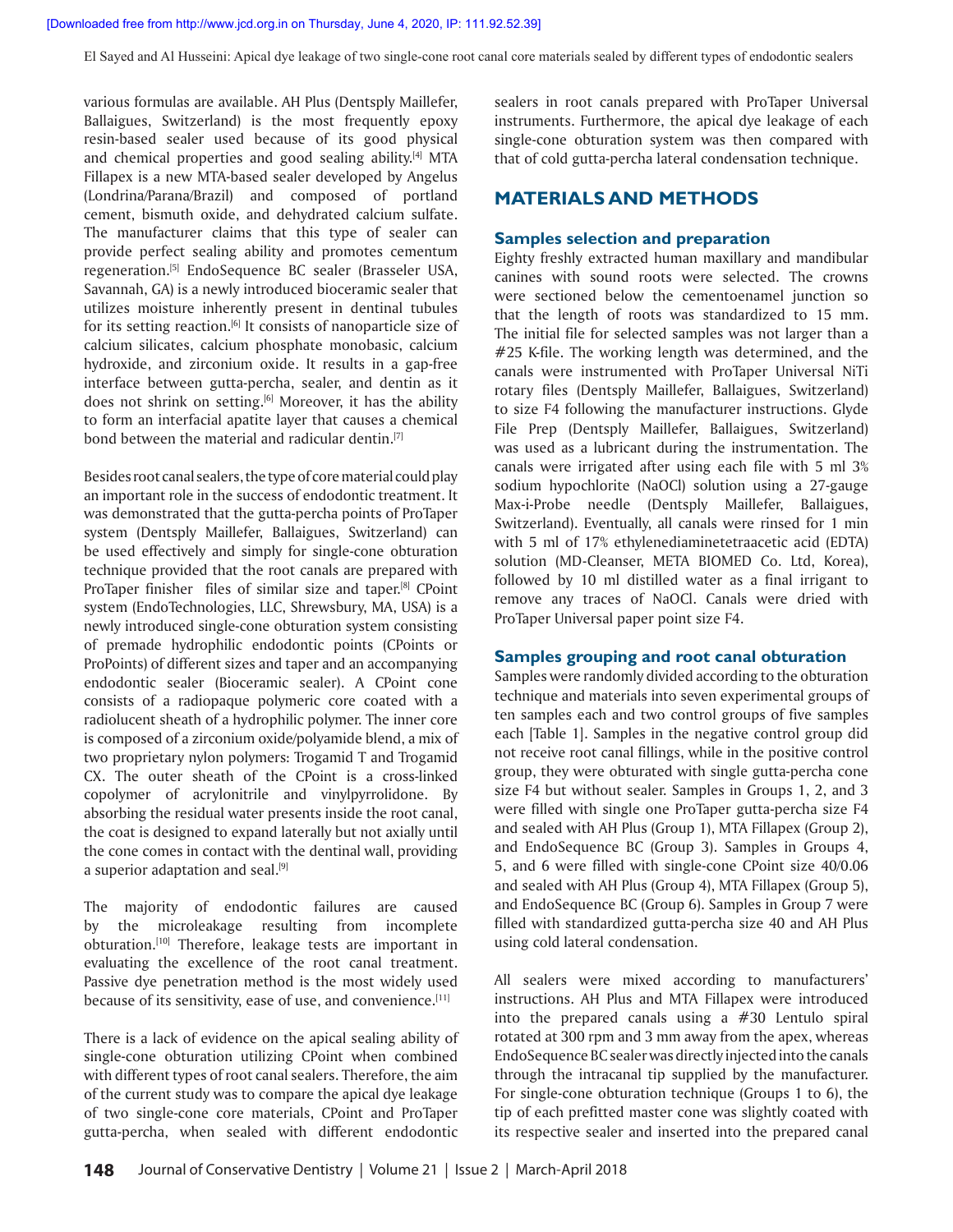various formulas are available. AH Plus (Dentsply Maillefer, Ballaigues, Switzerland) is the most frequently epoxy resin-based sealer used because of its good physical and chemical properties and good sealing ability.[4] MTA Fillapex is a new MTA-based sealer developed by Angelus (Londrina/Parana/Brazil) and composed of portland cement, bismuth oxide, and dehydrated calcium sulfate. The manufacturer claims that this type of sealer can provide perfect sealing ability and promotes cementum regeneration.[5] EndoSequence BC sealer (Brasseler USA, Savannah, GA) is a newly introduced bioceramic sealer that utilizes moisture inherently present in dentinal tubules for its setting reaction.[6] It consists of nanoparticle size of calcium silicates, calcium phosphate monobasic, calcium hydroxide, and zirconium oxide. It results in a gap-free interface between gutta-percha, sealer, and dentin as it does not shrink on setting.[6] Moreover, it has the ability to form an interfacial apatite layer that causes a chemical bond between the material and radicular dentin.[7]

Besides root canal sealers, the type of core material could play an important role in the success of endodontic treatment. It was demonstrated that the gutta-percha points of ProTaper system (Dentsply Maillefer, Ballaigues, Switzerland) can be used effectively and simply for single-cone obturation technique provided that the root canals are prepared with ProTaper finisher files of similar size and taper.[8] CPoint system (EndoTechnologies, LLC, Shrewsbury, MA, USA) is a newly introduced single-cone obturation system consisting of premade hydrophilic endodontic points (CPoints or ProPoints) of different sizes and taper and an accompanying endodontic sealer (Bioceramic sealer). A CPoint cone consists of a radiopaque polymeric core coated with a radiolucent sheath of a hydrophilic polymer. The inner core is composed of a zirconium oxide/polyamide blend, a mix of two proprietary nylon polymers: Trogamid T and Trogamid CX. The outer sheath of the CPoint is a cross-linked copolymer of acrylonitrile and vinylpyrrolidone. By absorbing the residual water presents inside the root canal, the coat is designed to expand laterally but not axially until the cone comes in contact with the dentinal wall, providing a superior adaptation and seal.[9]

The majority of endodontic failures are caused by the microleakage resulting from incomplete obturation.[10] Therefore, leakage tests are important in evaluating the excellence of the root canal treatment. Passive dye penetration method is the most widely used because of its sensitivity, ease of use, and convenience.[11]

There is a lack of evidence on the apical sealing ability of single-cone obturation utilizing CPoint when combined with different types of root canal sealers. Therefore, the aim of the current study was to compare the apical dye leakage of two single-cone core materials, CPoint and ProTaper gutta-percha, when sealed with different endodontic sealers in root canals prepared with ProTaper Universal instruments. Furthermore, the apical dye leakage of each single-cone obturation system was then compared with that of cold gutta-percha lateral condensation technique.

## MATERIALS AND METHODS

### Samples selection and preparation

Eighty freshly extracted human maxillary and mandibular canines with sound roots were selected. The crowns were sectioned below the cementoenamel junction so that the length of roots was standardized to 15 mm. The initial file for selected samples was not larger than a #25 K-file. The working length was determined, and the canals were instrumented with ProTaper Universal NiTi rotary files (Dentsply Maillefer, Ballaigues, Switzerland) to size F4 following the manufacturer instructions. Glyde File Prep (Dentsply Maillefer, Ballaigues, Switzerland) was used as a lubricant during the instrumentation. The canals were irrigated after using each file with 5 ml 3% sodium hypochlorite (NaOCl) solution using a 27-gauge Max-i-Probe needle (Dentsply Maillefer, Ballaigues, Switzerland). Eventually, all canals were rinsed for 1 min with 5 ml of 17% ethylenediaminetetraacetic acid (EDTA) solution (MD-Cleanser, META BIOMED Co. Ltd, Korea), followed by 10 ml distilled water as a final irrigant to remove any traces of NaOCl. Canals were dried with ProTaper Universal paper point size F4.

### Samples grouping and root canal obturation

Samples were randomly divided according to the obturation technique and materials into seven experimental groups of ten samples each and two control groups of five samples each [Table 1]. Samples in the negative control group did not receive root canal fillings, while in the positive control group, they were obturated with single gutta-percha cone size F4 but without sealer. Samples in Groups 1, 2, and 3 were filled with single one ProTaper gutta-percha size F4 and sealed with AH Plus (Group 1), MTA Fillapex (Group 2), and EndoSequence BC (Group 3). Samples in Groups 4, 5, and 6 were filled with single-cone CPoint size 40/0.06 and sealed with AH Plus (Group 4), MTA Fillapex (Group 5), and EndoSequence BC (Group 6). Samples in Group 7 were filled with standardized gutta-percha size 40 and AH Plus using cold lateral condensation.

All sealers were mixed according to manufacturers' instructions. AH Plus and MTA Fillapex were introduced into the prepared canals using a #30 Lentulo spiral rotated at 300 rpm and 3 mm away from the apex, whereas EndoSequence BC sealer was directly injected into the canals through the intracanal tip supplied by the manufacturer. For single-cone obturation technique (Groups 1 to 6), the tip of each prefitted master cone was slightly coated with its respective sealer and inserted into the prepared canal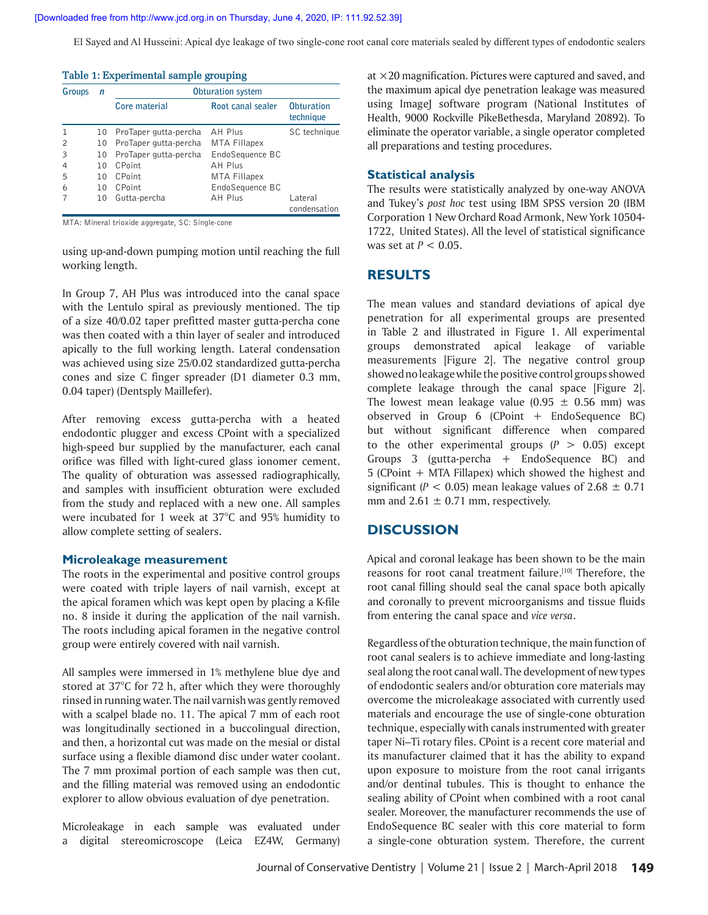**Table 1: Experimental sample grouping**

| Groups | *n* | Obturation system | | |
|---|---|---|---|---|
| | | Core material | Root canal sealer | Obturation technique |
| 1 | 10 | ProTaper gutta-percha | AH Plus | SC technique |
| 2 | 10 | ProTaper gutta-percha | MTA Fillapex | |
| 3 | 10 | ProTaper gutta-percha | EndoSequence BC | |
| 4 | 10 | CPoint | AH Plus | |
| 5 | 10 | CPoint | MTA Fillapex | |
| 6 | 10 | CPoint | EndoSequence BC | |
| 7 | 10 | Gutta-percha | AH Plus | Lateral condensation |

MTA: Mineral trioxide aggregate, SC: Single-cone

using up-and-down pumping motion until reaching the full working length.

In Group 7, AH Plus was introduced into the canal space with the Lentulo spiral as previously mentioned. The tip of a size 40/0.02 taper prefitted master gutta-percha cone was then coated with a thin layer of sealer and introduced apically to the full working length. Lateral condensation was achieved using size 25/0.02 standardized gutta-percha cones and size C finger spreader (D1 diameter 0.3 mm, 0.04 taper) (Dentsply Maillefer).

After removing excess gutta-percha with a heated endodontic plugger and excess CPoint with a specialized high-speed bur supplied by the manufacturer, each canal orifice was filled with light-cured glass ionomer cement. The quality of obturation was assessed radiographically, and samples with insufficient obturation were excluded from the study and replaced with a new one. All samples were incubated for 1 week at 37°C and 95% humidity to allow complete setting of sealers.

### Microleakage measurement

The roots in the experimental and positive control groups were coated with triple layers of nail varnish, except at the apical foramen which was kept open by placing a K-file no. 8 inside it during the application of the nail varnish. The roots including apical foramen in the negative control group were entirely covered with nail varnish.

All samples were immersed in 1% methylene blue dye and stored at 37°C for 72 h, after which they were thoroughly rinsed in running water. The nail varnish was gently removed with a scalpel blade no. 11. The apical 7 mm of each root was longitudinally sectioned in a buccolingual direction, and then, a horizontal cut was made on the mesial or distal surface using a flexible diamond disc under water coolant. The 7 mm proximal portion of each sample was then cut, and the filling material was removed using an endodontic explorer to allow obvious evaluation of dye penetration.

Microleakage in each sample was evaluated under a digital stereomicroscope (Leica EZ4W, Germany) at ×20 magnification. Pictures were captured and saved, and the maximum apical dye penetration leakage was measured using ImageJ software program (National Institutes of Health, 9000 Rockville PikeBethesda, Maryland 20892). To eliminate the operator variable, a single operator completed all preparations and testing procedures.

### Statistical analysis

The results were statistically analyzed by one-way ANOVA and Tukey's *post hoc* test using IBM SPSS version 20 (IBM Corporation 1 New Orchard Road Armonk, New York 10504-1722, United States). All the level of statistical significance was set at $P < 0.05$.

## RESULTS

The mean values and standard deviations of apical dye penetration for all experimental groups are presented in Table 2 and illustrated in Figure 1. All experimental groups demonstrated apical leakage of variable measurements [Figure 2]. The negative control group showed no leakage while the positive control groups showed complete leakage through the canal space [Figure 2]. The lowest mean leakage value ($0.95 \pm 0.56$ mm) was observed in Group 6 (CPoint + EndoSequence BC) but without significant difference when compared to the other experimental groups ($P > 0.05$) except Groups 3 (gutta-percha + EndoSequence BC) and 5 (CPoint + MTA Fillapex) which showed the highest and significant ($P < 0.05$) mean leakage values of $2.68 \pm 0.71$ mm and $2.61 \pm 0.71$ mm, respectively.

## DISCUSSION

Apical and coronal leakage has been shown to be the main reasons for root canal treatment failure.[10] Therefore, the root canal filling should seal the canal space both apically and coronally to prevent microorganisms and tissue fluids from entering the canal space and *vice versa*.

Regardless of the obturation technique, the main function of root canal sealers is to achieve immediate and long-lasting seal along the root canal wall. The development of new types of endodontic sealers and/or obturation core materials may overcome the microleakage associated with currently used materials and encourage the use of single-cone obturation technique, especially with canals instrumented with greater taper Ni–Ti rotary files. CPoint is a recent core material and its manufacturer claimed that it has the ability to expand upon exposure to moisture from the root canal irrigants and/or dentinal tubules. This is thought to enhance the sealing ability of CPoint when combined with a root canal sealer. Moreover, the manufacturer recommends the use of EndoSequence BC sealer with this core material to form a single-cone obturation system. Therefore, the current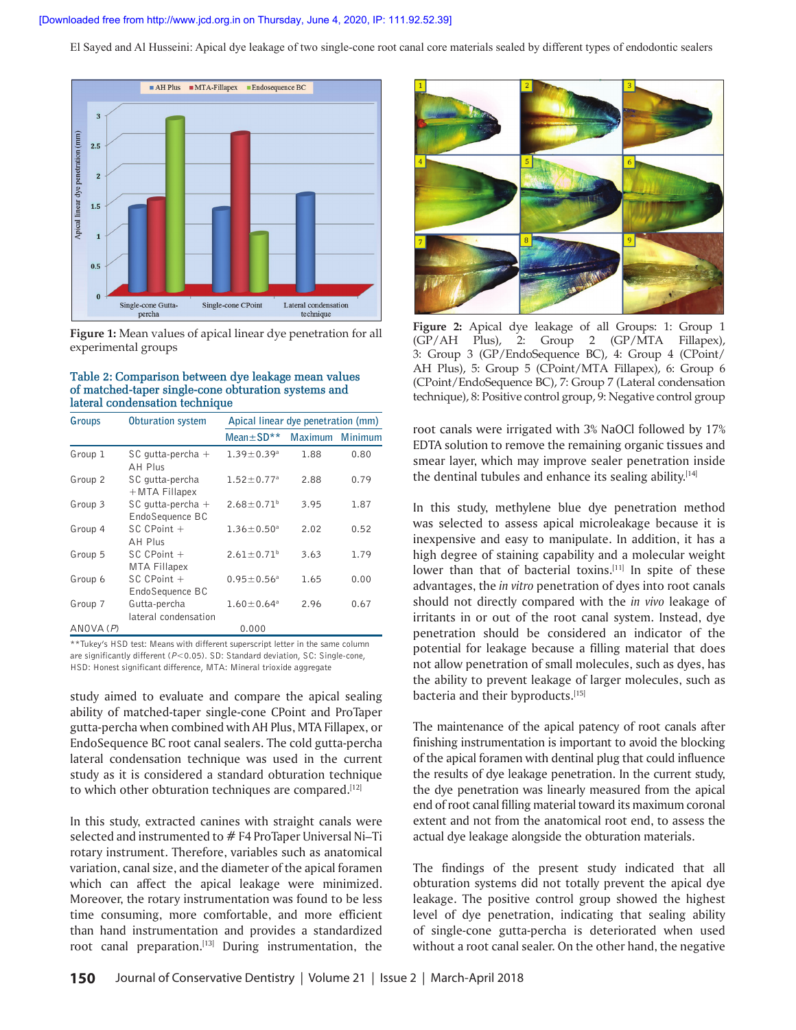Figure 1: Mean values of apical linear dye penetration for all experimental groups

Table 2: Comparison between dye leakage mean values of matched-taper single-cone obturation systems and lateral condensation technique

| Groups | Obturation system | Apical linear dye penetration (mm) | | |
|---|---|---|---|---|
| | | Mean±SD** | Maximum | Minimum |
| Group 1 | SC gutta-percha + AH Plus | 1.39±0.39[a] | 1.88 | 0.80 |
| Group 2 | SC gutta-percha +MTA Fillapex | 1.52±0.77[a] | 2.88 | 0.79 |
| Group 3 | SC gutta-percha + EndoSequence BC | 2.68±0.71[b] | 3.95 | 1.87 |
| Group 4 | SC CPoint + AH Plus | 1.36±0.50[a] | 2.02 | 0.52 |
| Group 5 | SC CPoint + MTA Fillapex | 2.61±0.71[b] | 3.63 | 1.79 |
| Group 6 | SC CPoint + EndoSequence BC | 0.95±0.56[a] | 1.65 | 0.00 |
| Group 7 | Gutta-percha lateral condensation | 1.60±0.64[a] | 2.96 | 0.67 |
| ANOVA (P) | | 0.000 | | |

**Tukey's HSD test: Means with different superscript letter in the same column are significantly different ($P<0.05$). SD: Standard deviation, SC: Single-cone, HSD: Honest significant difference, MTA: Mineral trioxide aggregate

study aimed to evaluate and compare the apical sealing ability of matched-taper single-cone CPoint and ProTaper gutta-percha when combined with AH Plus, MTA Fillapex, or EndoSequence BC root canal sealers. The cold gutta-percha lateral condensation technique was used in the current study as it is considered a standard obturation technique to which other obturation techniques are compared.[12]

In this study, extracted canines with straight canals were selected and instrumented to # F4 ProTaper Universal Ni–Ti rotary instrument. Therefore, variables such as anatomical variation, canal size, and the diameter of the apical foramen which can affect the apical leakage were minimized. Moreover, the rotary instrumentation was found to be less time consuming, more comfortable, and more efficient than hand instrumentation and provides a standardized root canal preparation.[13] During instrumentation, the root canals were irrigated with 3% NaOCl followed by 17% EDTA solution to remove the remaining organic tissues and smear layer, which may improve sealer penetration inside the dentinal tubules and enhance its sealing ability.[14]

Figure 2: Apical dye leakage of all Groups: 1: Group 1 (GP/AH Plus), 2: Group 2 (GP/MTA Fillapex), 3: Group 3 (GP/EndoSequence BC), 4: Group 4 (CPoint/AH Plus), 5: Group 5 (CPoint/MTA Fillapex), 6: Group 6 (CPoint/EndoSequence BC), 7: Group 7 (Lateral condensation technique), 8: Positive control group, 9: Negative control group

In this study, methylene blue dye penetration method was selected to assess apical microleakage because it is inexpensive and easy to manipulate. In addition, it has a high degree of staining capability and a molecular weight lower than that of bacterial toxins.[11] In spite of these advantages, the *in vitro* penetration of dyes into root canals should not directly compared with the *in vivo* leakage of irritants in or out of the root canal system. Instead, dye penetration should be considered an indicator of the potential for leakage because a filling material that does not allow penetration of small molecules, such as dyes, has the ability to prevent leakage of larger molecules, such as bacteria and their byproducts.[15]

The maintenance of the apical patency of root canals after finishing instrumentation is important to avoid the blocking of the apical foramen with dentinal plug that could influence the results of dye leakage penetration. In the current study, the dye penetration was linearly measured from the apical end of root canal filling material toward its maximum coronal extent and not from the anatomical root end, to assess the actual dye leakage alongside the obturation materials.

The findings of the present study indicated that all obturation systems did not totally prevent the apical dye leakage. The positive control group showed the highest level of dye penetration, indicating that sealing ability of single-cone gutta-percha is deteriorated when used without a root canal sealer. On the other hand, the negative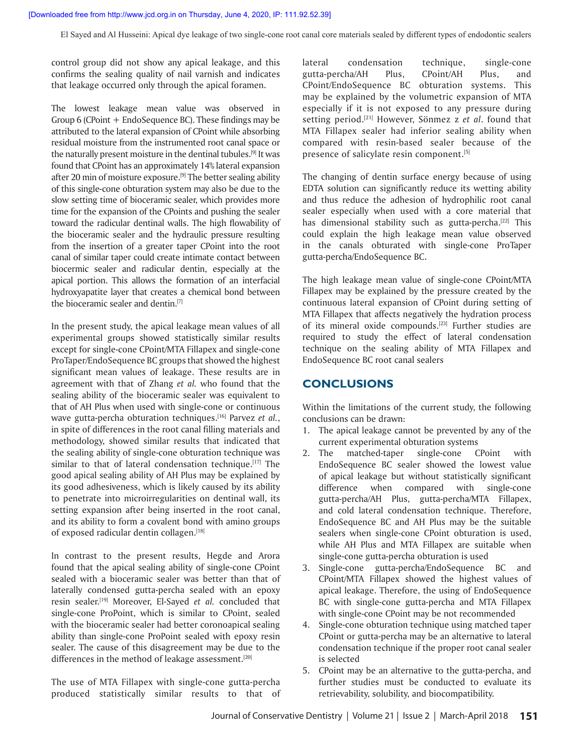control group did not show any apical leakage, and this confirms the sealing quality of nail varnish and indicates that leakage occurred only through the apical foramen.

The lowest leakage mean value was observed in Group 6 (CPoint + EndoSequence BC). These findings may be attributed to the lateral expansion of CPoint while absorbing residual moisture from the instrumented root canal space or the naturally present moisture in the dentinal tubules.[9] It was found that CPoint has an approximately 14% lateral expansion after 20 min of moisture exposure.[9] The better sealing ability of this single-cone obturation system may also be due to the slow setting time of bioceramic sealer, which provides more time for the expansion of the CPoints and pushing the sealer toward the radicular dentinal walls. The high flowability of the bioceramic sealer and the hydraulic pressure resulting from the insertion of a greater taper CPoint into the root canal of similar taper could create intimate contact between biocermic sealer and radicular dentin, especially at the apical portion. This allows the formation of an interfacial hydroxyapatite layer that creates a chemical bond between the bioceramic sealer and dentin.[7]

In the present study, the apical leakage mean values of all experimental groups showed statistically similar results except for single-cone CPoint/MTA Fillapex and single-cone ProTaper/EndoSequence BC groups that showed the highest significant mean values of leakage. These results are in agreement with that of Zhang *et al.* who found that the sealing ability of the bioceramic sealer was equivalent to that of AH Plus when used with single-cone or continuous wave gutta-percha obturation techniques.[16] Parvez *et al.*, in spite of differences in the root canal filling materials and methodology, showed similar results that indicated that the sealing ability of single-cone obturation technique was similar to that of lateral condensation technique.[17] The good apical sealing ability of AH Plus may be explained by its good adhesiveness, which is likely caused by its ability to penetrate into microirregularities on dentinal wall, its setting expansion after being inserted in the root canal, and its ability to form a covalent bond with amino groups of exposed radicular dentin collagen.[18]

In contrast to the present results, Hegde and Arora found that the apical sealing ability of single-cone CPoint sealed with a bioceramic sealer was better than that of laterally condensed gutta-percha sealed with an epoxy resin sealer.[19] Moreover, El-Sayed *et al.* concluded that single-cone ProPoint, which is similar to CPoint, sealed with the bioceramic sealer had better coronoapical sealing ability than single-cone ProPoint sealed with epoxy resin sealer. The cause of this disagreement may be due to the differences in the method of leakage assessment.[20]

The use of MTA Fillapex with single-cone gutta-percha produced statistically similar results to that of lateral condensation technique, single-cone gutta-percha/AH Plus, CPoint/AH Plus, and CPoint/EndoSequence BC obturation systems. This may be explained by the volumetric expansion of MTA especially if it is not exposed to any pressure during setting period.[21] However, Sönmez z *et al*. found that MTA Fillapex sealer had inferior sealing ability when compared with resin-based sealer because of the presence of salicylate resin component.[5]

The changing of dentin surface energy because of using EDTA solution can significantly reduce its wetting ability and thus reduce the adhesion of hydrophilic root canal sealer especially when used with a core material that has dimensional stability such as gutta-percha.[22] This could explain the high leakage mean value observed in the canals obturated with single-cone ProTaper gutta-percha/EndoSequence BC.

The high leakage mean value of single-cone CPoint/MTA Fillapex may be explained by the pressure created by the continuous lateral expansion of CPoint during setting of MTA Fillapex that affects negatively the hydration process of its mineral oxide compounds.[23] Further studies are required to study the effect of lateral condensation technique on the sealing ability of MTA Fillapex and EndoSequence BC root canal sealers

## CONCLUSIONS

Within the limitations of the current study, the following conclusions can be drawn:

1. The apical leakage cannot be prevented by any of the current experimental obturation systems
2. The matched-taper single-cone CPoint with EndoSequence BC sealer showed the lowest value of apical leakage but without statistically significant difference when compared with single-cone gutta-percha/AH Plus, gutta-percha/MTA Fillapex, and cold lateral condensation technique. Therefore, EndoSequence BC and AH Plus may be the suitable sealers when single-cone CPoint obturation is used, while AH Plus and MTA Fillapex are suitable when single-cone gutta-percha obturation is used
3. Single-cone gutta-percha/EndoSequence BC and CPoint/MTA Fillapex showed the highest values of apical leakage. Therefore, the using of EndoSequence BC with single-cone gutta-percha and MTA Fillapex with single-cone CPoint may be not recommended
4. Single-cone obturation technique using matched taper CPoint or gutta-percha may be an alternative to lateral condensation technique if the proper root canal sealer is selected
5. CPoint may be an alternative to the gutta-percha, and further studies must be conducted to evaluate its retrievability, solubility, and biocompatibility.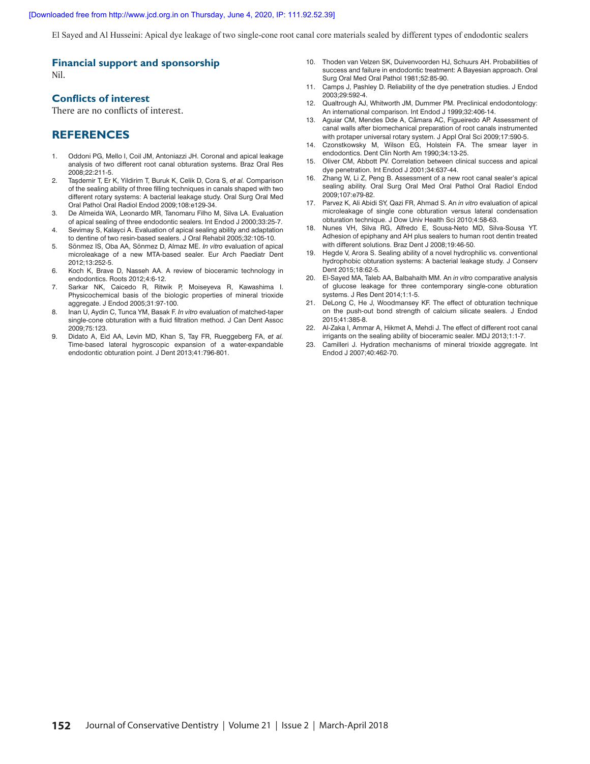## Financial support and sponsorship

Nil.

## Conflicts of interest

There are no conflicts of interest.

# REFERENCES

1. Oddoni PG, Mello I, Coil JM, Antoniazzi JH. Coronal and apical leakage analysis of two different root canal obturation systems. Braz Oral Res 2008;22:211-5.
2. Taşdemir T, Er K, Yildirim T, Buruk K, Celik D, Cora S, *et al.* Comparison of the sealing ability of three filling techniques in canals shaped with two different rotary systems: A bacterial leakage study. Oral Surg Oral Med Oral Pathol Oral Radiol Endod 2009;108:e129-34.
3. De Almeida WA, Leonardo MR, Tanomaru Filho M, Silva LA. Evaluation of apical sealing of three endodontic sealers. Int Endod J 2000;33:25-7.
4. Sevimay S, Kalayci A. Evaluation of apical sealing ability and adaptation to dentine of two resin-based sealers. J Oral Rehabil 2005;32:105-10.
5. Sönmez IS, Oba AA, Sönmez D, Almaz ME. *In vitro* evaluation of apical microleakage of a new MTA-based sealer. Eur Arch Paediatr Dent 2012;13:252-5.
6. Koch K, Brave D, Nasseh AA. A review of bioceramic technology in endodontics. Roots 2012;4:6-12.
7. Sarkar NK, Caicedo R, Ritwik P, Moiseyeva R, Kawashima I. Physicochemical basis of the biologic properties of mineral trioxide aggregate. J Endod 2005;31:97-100.
8. Inan U, Aydin C, Tunca YM, Basak F. *In vitro* evaluation of matched-taper single-cone obturation with a fluid filtration method. J Can Dent Assoc 2009;75:123.
9. Didato A, Eid AA, Levin MD, Khan S, Tay FR, Rueggeberg FA, *et al.* Time-based lateral hygroscopic expansion of a water-expandable endodontic obturation point. J Dent 2013;41:796-801.
10. Thoden van Velzen SK, Duivenvoorden HJ, Schuurs AH. Probabilities of success and failure in endodontic treatment: A Bayesian approach. Oral Surg Oral Med Oral Pathol 1981;52:85-90.
11. Camps J, Pashley D. Reliability of the dye penetration studies. J Endod 2003;29:592-4.
12. Qualtrough AJ, Whitworth JM, Dummer PM. Preclinical endodontology: An international comparison. Int Endod J 1999;32:406-14.
13. Aguiar CM, Mendes Dde A, Câmara AC, Figueiredo AP. Assessment of canal walls after biomechanical preparation of root canals instrumented with protaper universal rotary system. J Appl Oral Sci 2009;17:590-5.
14. Czonstkowsky M, Wilson EG, Holstein FA. The smear layer in endodontics. Dent Clin North Am 1990;34:13-25.
15. Oliver CM, Abbott PV. Correlation between clinical success and apical dye penetration. Int Endod J 2001;34:637-44.
16. Zhang W, Li Z, Peng B. Assessment of a new root canal sealer's apical sealing ability. Oral Surg Oral Med Oral Pathol Oral Radiol Endod 2009;107:e79-82.
17. Parvez K, Ali Abidi SY, Qazi FR, Ahmad S. An *in vitro* evaluation of apical microleakage of single cone obturation versus lateral condensation obturation technique. J Dow Univ Health Sci 2010;4:58-63.
18. Nunes VH, Silva RG, Alfredo E, Sousa-Neto MD, Silva-Sousa YT. Adhesion of epiphany and AH plus sealers to human root dentin treated with different solutions. Braz Dent J 2008;19:46-50.
19. Hegde V, Arora S. Sealing ability of a novel hydrophilic vs. conventional hydrophobic obturation systems: A bacterial leakage study. J Conserv Dent 2015;18:62-5.
20. El-Sayed MA, Taleb AA, Balbahaith MM. An *in vitro* comparative analysis of glucose leakage for three contemporary single-cone obturation systems. J Res Dent 2014;1:1-5.
21. DeLong C, He J, Woodmansey KF. The effect of obturation technique on the push-out bond strength of calcium silicate sealers. J Endod 2015;41:385-8.
22. Al-Zaka I, Ammar A, Hikmet A, Mehdi J. The effect of different root canal irrigants on the sealing ability of bioceramic sealer. MDJ 2013;1:1-7.
23. Camilleri J. Hydration mechanisms of mineral trioxide aggregate. Int Endod J 2007;40:462-70.